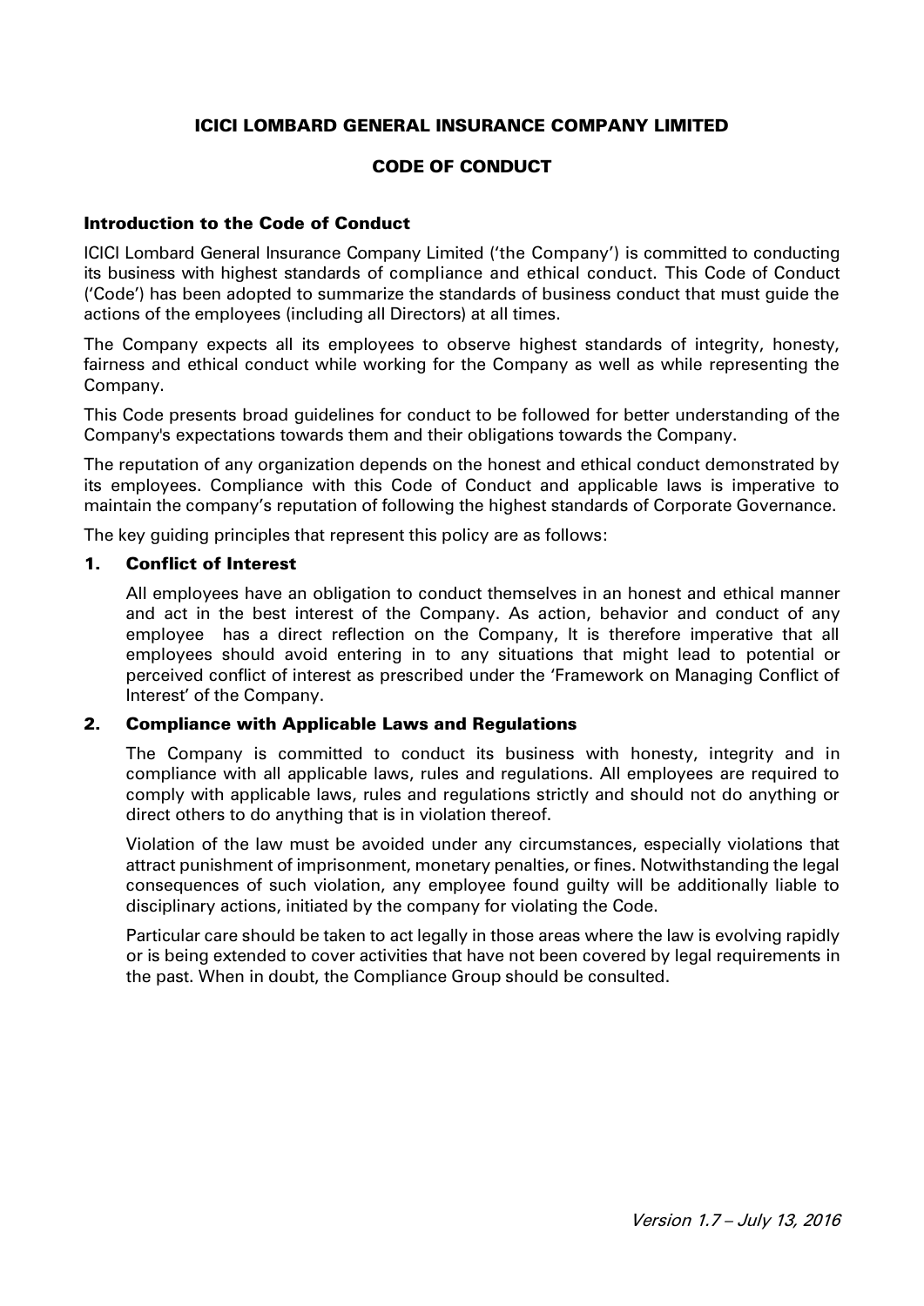# ICICI LOMBARD GENERAL INSURANCE COMPANY LIMITED

## CODE OF CONDUCT

### Introduction to the Code of Conduct

ICICI Lombard General Insurance Company Limited ('the Company') is committed to conducting its business with highest standards of compliance and ethical conduct. This Code of Conduct ('Code') has been adopted to summarize the standards of business conduct that must guide the actions of the employees (including all Directors) at all times.

The Company expects all its employees to observe highest standards of integrity, honesty, fairness and ethical conduct while working for the Company as well as while representing the Company.

This Code presents broad guidelines for conduct to be followed for better understanding of the Company's expectations towards them and their obligations towards the Company.

The reputation of any organization depends on the honest and ethical conduct demonstrated by its employees. Compliance with this Code of Conduct and applicable laws is imperative to maintain the company's reputation of following the highest standards of Corporate Governance.

The key guiding principles that represent this policy are as follows:

### 1. Conflict of Interest

All employees have an obligation to conduct themselves in an honest and ethical manner and act in the best interest of the Company. As action, behavior and conduct of any employee has a direct reflection on the Company, It is therefore imperative that all employees should avoid entering in to any situations that might lead to potential or perceived conflict of interest as prescribed under the 'Framework on Managing Conflict of Interest' of the Company.

### 2. Compliance with Applicable Laws and Regulations

The Company is committed to conduct its business with honesty, integrity and in compliance with all applicable laws, rules and regulations. All employees are required to comply with applicable laws, rules and regulations strictly and should not do anything or direct others to do anything that is in violation thereof.

Violation of the law must be avoided under any circumstances, especially violations that attract punishment of imprisonment, monetary penalties, or fines. Notwithstanding the legal consequences of such violation, any employee found guilty will be additionally liable to disciplinary actions, initiated by the company for violating the Code.

Particular care should be taken to act legally in those areas where the law is evolving rapidly or is being extended to cover activities that have not been covered by legal requirements in the past. When in doubt, the Compliance Group should be consulted.

*Version 1.7 – July 13, 2016*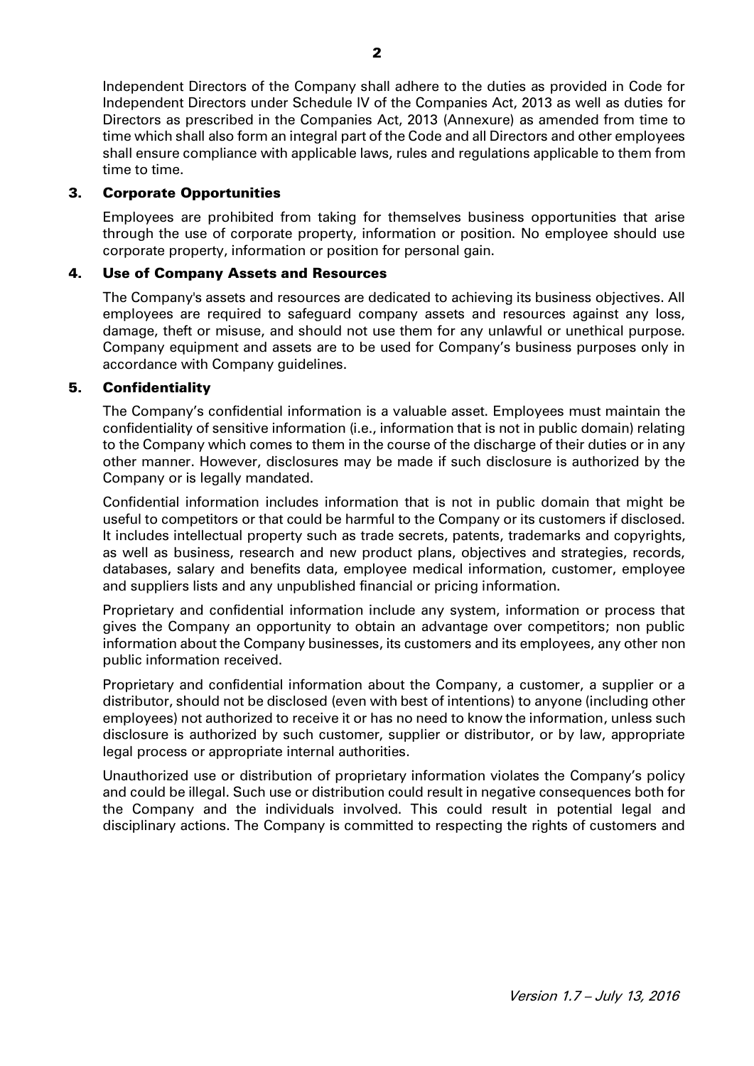Independent Directors of the Company shall adhere to the duties as provided in Code for Independent Directors under Schedule IV of the Companies Act, 2013 as well as duties for Directors as prescribed in the Companies Act, 2013 (Annexure) as amended from time to time which shall also form an integral part of the Code and all Directors and other employees shall ensure compliance with applicable laws, rules and regulations applicable to them from time to time.

### 3. Corporate Opportunities

Employees are prohibited from taking for themselves business opportunities that arise through the use of corporate property, information or position. No employee should use corporate property, information or position for personal gain.

### 4. Use of Company Assets and Resources

The Company's assets and resources are dedicated to achieving its business objectives. All employees are required to safeguard company assets and resources against any loss, damage, theft or misuse, and should not use them for any unlawful or unethical purpose. Company equipment and assets are to be used for Company's business purposes only in accordance with Company guidelines.

### 5. Confidentiality

The Company's confidential information is a valuable asset. Employees must maintain the confidentiality of sensitive information (i.e., information that is not in public domain) relating to the Company which comes to them in the course of the discharge of their duties or in any other manner. However, disclosures may be made if such disclosure is authorized by the Company or is legally mandated.

Confidential information includes information that is not in public domain that might be useful to competitors or that could be harmful to the Company or its customers if disclosed. It includes intellectual property such as trade secrets, patents, trademarks and copyrights, as well as business, research and new product plans, objectives and strategies, records, databases, salary and benefits data, employee medical information, customer, employee and suppliers lists and any unpublished financial or pricing information.

Proprietary and confidential information include any system, information or process that gives the Company an opportunity to obtain an advantage over competitors; non public information about the Company businesses, its customers and its employees, any other non public information received.

Proprietary and confidential information about the Company, a customer, a supplier or a distributor, should not be disclosed (even with best of intentions) to anyone (including other employees) not authorized to receive it or has no need to know the information, unless such disclosure is authorized by such customer, supplier or distributor, or by law, appropriate legal process or appropriate internal authorities.

Unauthorized use or distribution of proprietary information violates the Company's policy and could be illegal. Such use or distribution could result in negative consequences both for the Company and the individuals involved. This could result in potential legal and disciplinary actions. The Company is committed to respecting the rights of customers and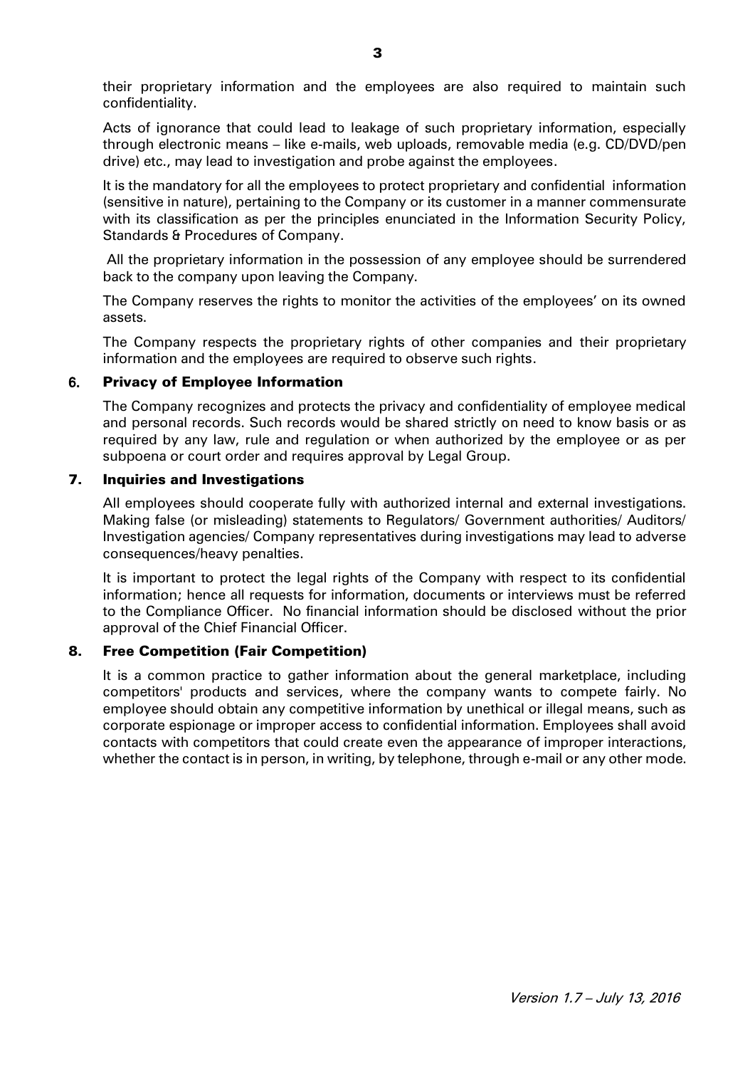their proprietary information and the employees are also required to maintain such confidentiality.

Acts of ignorance that could lead to leakage of such proprietary information, especially through electronic means – like e-mails, web uploads, removable media (e.g. CD/DVD/pen drive) etc., may lead to investigation and probe against the employees.

It is the mandatory for all the employees to protect proprietary and confidential information (sensitive in nature), pertaining to the Company or its customer in a manner commensurate with its classification as per the principles enunciated in the Information Security Policy, Standards & Procedures of Company.

All the proprietary information in the possession of any employee should be surrendered back to the company upon leaving the Company.

The Company reserves the rights to monitor the activities of the employees' on its owned assets.

The Company respects the proprietary rights of other companies and their proprietary information and the employees are required to observe such rights.

### 6. Privacy of Employee Information

The Company recognizes and protects the privacy and confidentiality of employee medical and personal records. Such records would be shared strictly on need to know basis or as required by any law, rule and regulation or when authorized by the employee or as per subpoena or court order and requires approval by Legal Group.

### 7. Inquiries and Investigations

All employees should cooperate fully with authorized internal and external investigations. Making false (or misleading) statements to Regulators/ Government authorities/ Auditors/ Investigation agencies/ Company representatives during investigations may lead to adverse consequences/heavy penalties.

It is important to protect the legal rights of the Company with respect to its confidential information; hence all requests for information, documents or interviews must be referred to the Compliance Officer. No financial information should be disclosed without the prior approval of the Chief Financial Officer.

### 8. Free Competition (Fair Competition)

It is a common practice to gather information about the general marketplace, including competitors' products and services, where the company wants to compete fairly. No employee should obtain any competitive information by unethical or illegal means, such as corporate espionage or improper access to confidential information. Employees shall avoid contacts with competitors that could create even the appearance of improper interactions, whether the contact is in person, in writing, by telephone, through e-mail or any other mode.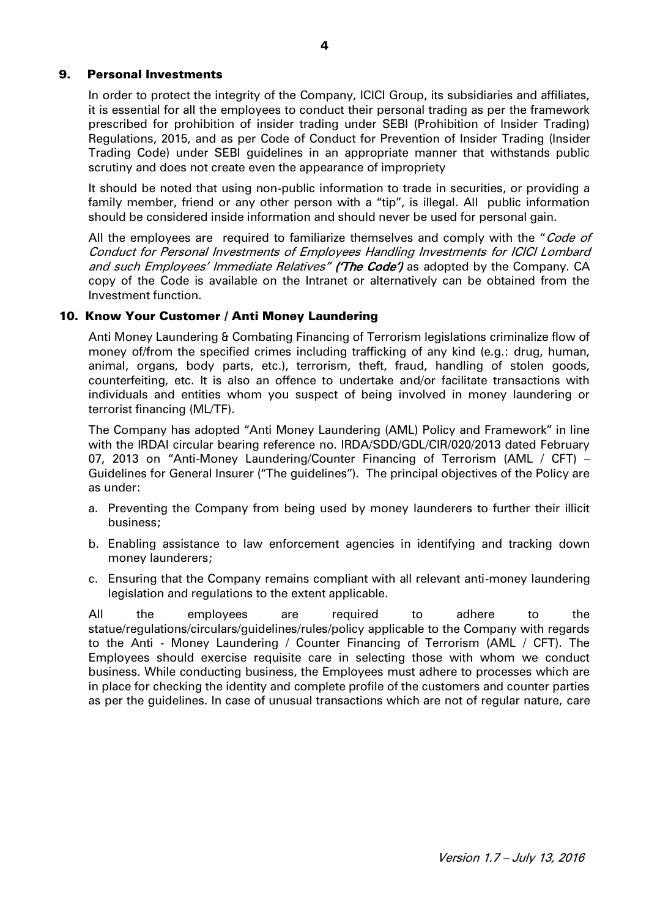## 9. Personal Investments

In order to protect the integrity of the Company, ICICI Group, its subsidiaries and affiliates, it is essential for all the employees to conduct their personal trading as per the framework prescribed for prohibition of insider trading under SEBI (Prohibition of Insider Trading) Regulations, 2015, and as per Code of Conduct for Prevention of Insider Trading (Insider Trading Code) under SEBI guidelines in an appropriate manner that withstands public scrutiny and does not create even the appearance of impropriety

It should be noted that using non-public information to trade in securities, or providing a family member, friend or any other person with a "tip", is illegal. All public information should be considered inside information and should never be used for personal gain.

All the employees are required to familiarize themselves and comply with the "*Code of Conduct for Personal Investments of Employees Handling Investments for ICICI Lombard and such Employees' Immediate Relatives"* ***('The Code')*** as adopted by the Company. CA copy of the Code is available on the Intranet or alternatively can be obtained from the Investment function.

## 10. Know Your Customer / Anti Money Laundering

Anti Money Laundering & Combating Financing of Terrorism legislations criminalize flow of money of/from the specified crimes including trafficking of any kind (e.g.: drug, human, animal, organs, body parts, etc.), terrorism, theft, fraud, handling of stolen goods, counterfeiting, etc. It is also an offence to undertake and/or facilitate transactions with individuals and entities whom you suspect of being involved in money laundering or terrorist financing (ML/TF).

The Company has adopted "Anti Money Laundering (AML) Policy and Framework" in line with the IRDAI circular bearing reference no. IRDA/SDD/GDL/CIR/020/2013 dated February 07, 2013 on "Anti-Money Laundering/Counter Financing of Terrorism (AML / CFT) – Guidelines for General Insurer ("The guidelines"). The principal objectives of the Policy are as under:

a. Preventing the Company from being used by money launderers to further their illicit business;

b. Enabling assistance to law enforcement agencies in identifying and tracking down money launderers;

c. Ensuring that the Company remains compliant with all relevant anti-money laundering legislation and regulations to the extent applicable.

All the employees are required to adhere to the statue/regulations/circulars/guidelines/rules/policy applicable to the Company with regards to the Anti - Money Laundering / Counter Financing of Terrorism (AML / CFT). The Employees should exercise requisite care in selecting those with whom we conduct business. While conducting business, the Employees must adhere to processes which are in place for checking the identity and complete profile of the customers and counter parties as per the guidelines. In case of unusual transactions which are not of regular nature, care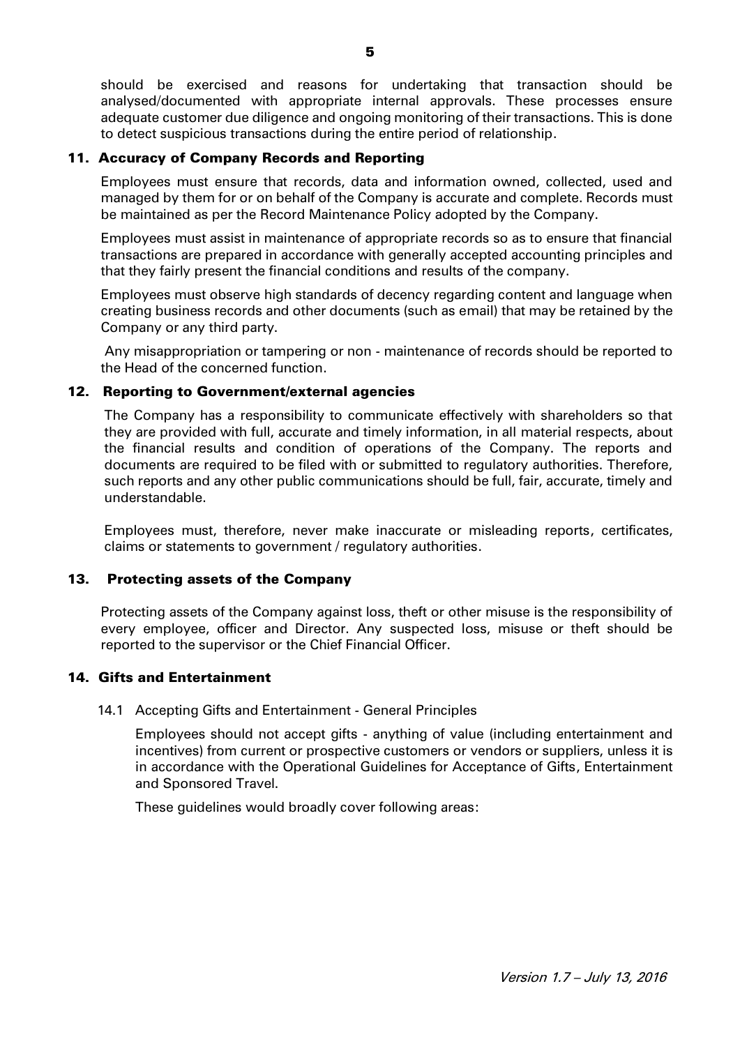should be exercised and reasons for undertaking that transaction should be analysed/documented with appropriate internal approvals. These processes ensure adequate customer due diligence and ongoing monitoring of their transactions. This is done to detect suspicious transactions during the entire period of relationship.

## 11. Accuracy of Company Records and Reporting

Employees must ensure that records, data and information owned, collected, used and managed by them for or on behalf of the Company is accurate and complete. Records must be maintained as per the Record Maintenance Policy adopted by the Company.

Employees must assist in maintenance of appropriate records so as to ensure that financial transactions are prepared in accordance with generally accepted accounting principles and that they fairly present the financial conditions and results of the company.

Employees must observe high standards of decency regarding content and language when creating business records and other documents (such as email) that may be retained by the Company or any third party.

Any misappropriation or tampering or non - maintenance of records should be reported to the Head of the concerned function.

## 12. Reporting to Government/external agencies

The Company has a responsibility to communicate effectively with shareholders so that they are provided with full, accurate and timely information, in all material respects, about the financial results and condition of operations of the Company. The reports and documents are required to be filed with or submitted to regulatory authorities. Therefore, such reports and any other public communications should be full, fair, accurate, timely and understandable.

Employees must, therefore, never make inaccurate or misleading reports, certificates, claims or statements to government / regulatory authorities.

## 13. Protecting assets of the Company

Protecting assets of the Company against loss, theft or other misuse is the responsibility of every employee, officer and Director. Any suspected loss, misuse or theft should be reported to the supervisor or the Chief Financial Officer.

## 14. Gifts and Entertainment

14.1 Accepting Gifts and Entertainment - General Principles

Employees should not accept gifts - anything of value (including entertainment and incentives) from current or prospective customers or vendors or suppliers, unless it is in accordance with the Operational Guidelines for Acceptance of Gifts, Entertainment and Sponsored Travel.

These guidelines would broadly cover following areas: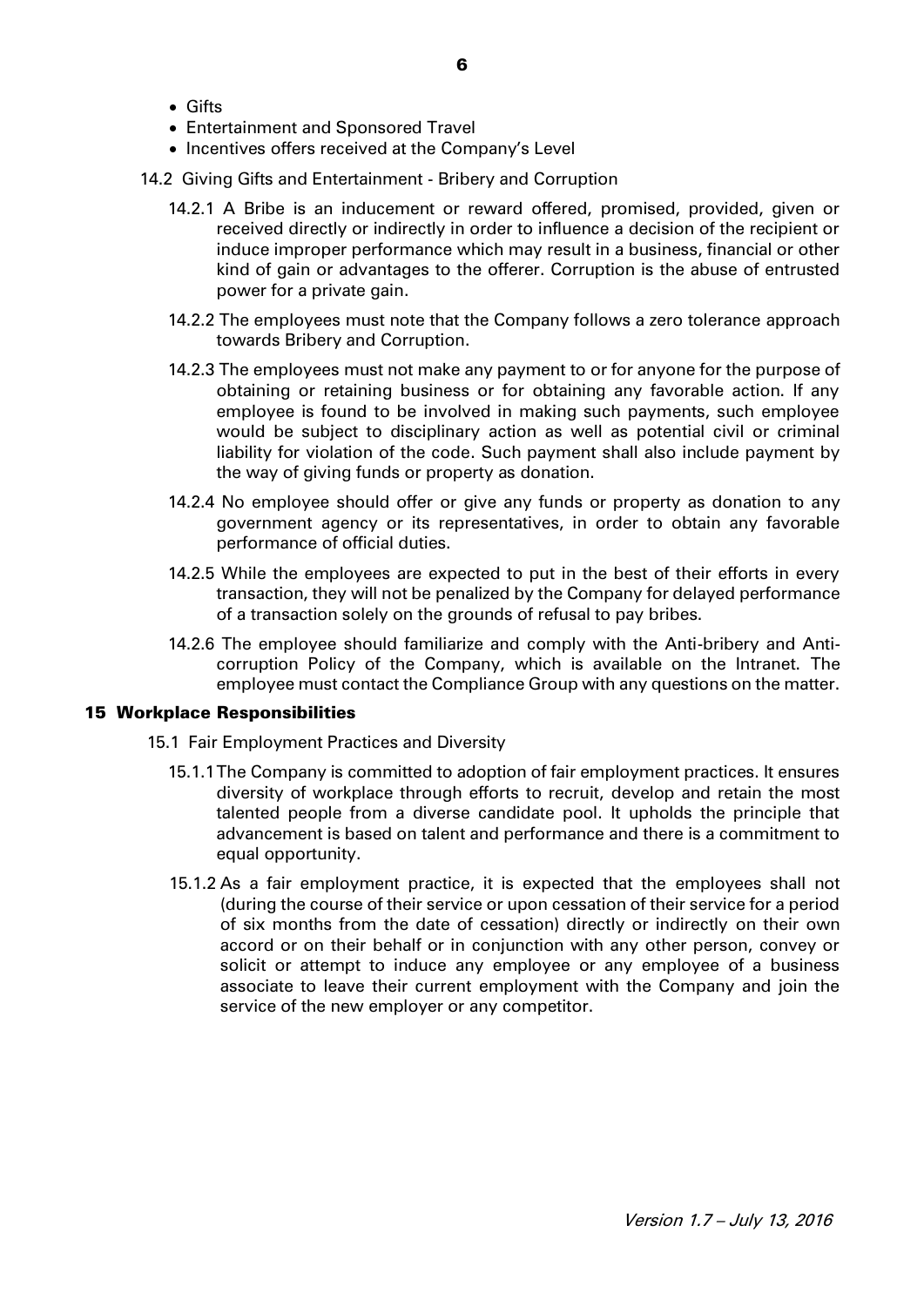- Gifts
- Entertainment and Sponsored Travel
- Incentives offers received at the Company's Level

14.2 Giving Gifts and Entertainment - Bribery and Corruption

14.2.1 A Bribe is an inducement or reward offered, promised, provided, given or received directly or indirectly in order to influence a decision of the recipient or induce improper performance which may result in a business, financial or other kind of gain or advantages to the offerer. Corruption is the abuse of entrusted power for a private gain.

14.2.2 The employees must note that the Company follows a zero tolerance approach towards Bribery and Corruption.

14.2.3 The employees must not make any payment to or for anyone for the purpose of obtaining or retaining business or for obtaining any favorable action. If any employee is found to be involved in making such payments, such employee would be subject to disciplinary action as well as potential civil or criminal liability for violation of the code. Such payment shall also include payment by the way of giving funds or property as donation.

14.2.4 No employee should offer or give any funds or property as donation to any government agency or its representatives, in order to obtain any favorable performance of official duties.

14.2.5 While the employees are expected to put in the best of their efforts in every transaction, they will not be penalized by the Company for delayed performance of a transaction solely on the grounds of refusal to pay bribes.

14.2.6 The employee should familiarize and comply with the Anti-bribery and Anti-corruption Policy of the Company, which is available on the Intranet. The employee must contact the Compliance Group with any questions on the matter.

## 15 Workplace Responsibilities

15.1 Fair Employment Practices and Diversity

15.1.1 The Company is committed to adoption of fair employment practices. It ensures diversity of workplace through efforts to recruit, develop and retain the most talented people from a diverse candidate pool. It upholds the principle that advancement is based on talent and performance and there is a commitment to equal opportunity.

15.1.2 As a fair employment practice, it is expected that the employees shall not (during the course of their service or upon cessation of their service for a period of six months from the date of cessation) directly or indirectly on their own accord or on their behalf or in conjunction with any other person, convey or solicit or attempt to induce any employee or any employee of a business associate to leave their current employment with the Company and join the service of the new employer or any competitor.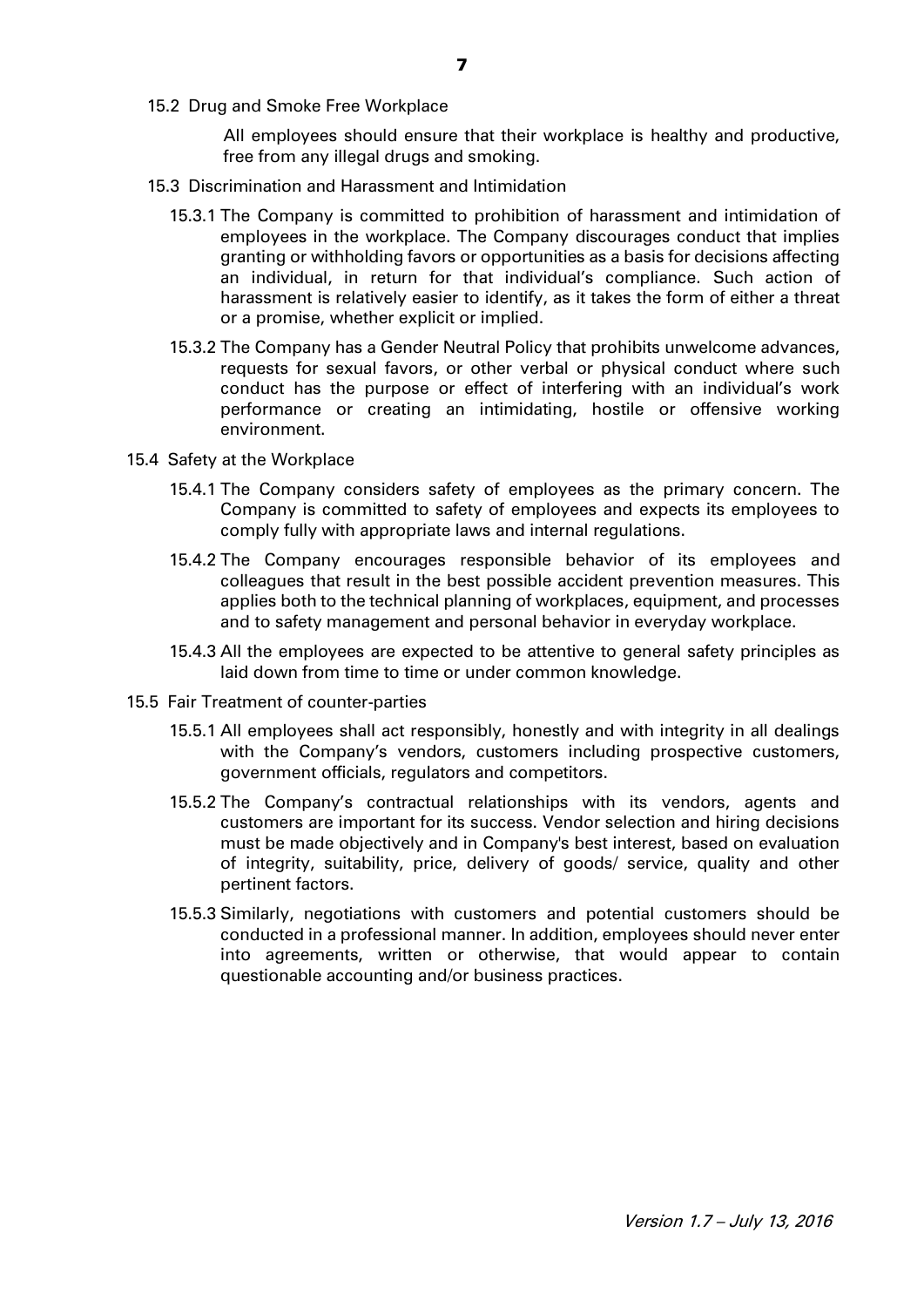15.2 Drug and Smoke Free Workplace

All employees should ensure that their workplace is healthy and productive, free from any illegal drugs and smoking.

15.3 Discrimination and Harassment and Intimidation

15.3.1 The Company is committed to prohibition of harassment and intimidation of employees in the workplace. The Company discourages conduct that implies granting or withholding favors or opportunities as a basis for decisions affecting an individual, in return for that individual's compliance. Such action of harassment is relatively easier to identify, as it takes the form of either a threat or a promise, whether explicit or implied.

15.3.2 The Company has a Gender Neutral Policy that prohibits unwelcome advances, requests for sexual favors, or other verbal or physical conduct where such conduct has the purpose or effect of interfering with an individual's work performance or creating an intimidating, hostile or offensive working environment.

15.4 Safety at the Workplace

15.4.1 The Company considers safety of employees as the primary concern. The Company is committed to safety of employees and expects its employees to comply fully with appropriate laws and internal regulations.

15.4.2 The Company encourages responsible behavior of its employees and colleagues that result in the best possible accident prevention measures. This applies both to the technical planning of workplaces, equipment, and processes and to safety management and personal behavior in everyday workplace.

15.4.3 All the employees are expected to be attentive to general safety principles as laid down from time to time or under common knowledge.

15.5 Fair Treatment of counter-parties

15.5.1 All employees shall act responsibly, honestly and with integrity in all dealings with the Company's vendors, customers including prospective customers, government officials, regulators and competitors.

15.5.2 The Company's contractual relationships with its vendors, agents and customers are important for its success. Vendor selection and hiring decisions must be made objectively and in Company's best interest, based on evaluation of integrity, suitability, price, delivery of goods/ service, quality and other pertinent factors.

15.5.3 Similarly, negotiations with customers and potential customers should be conducted in a professional manner. In addition, employees should never enter into agreements, written or otherwise, that would appear to contain questionable accounting and/or business practices.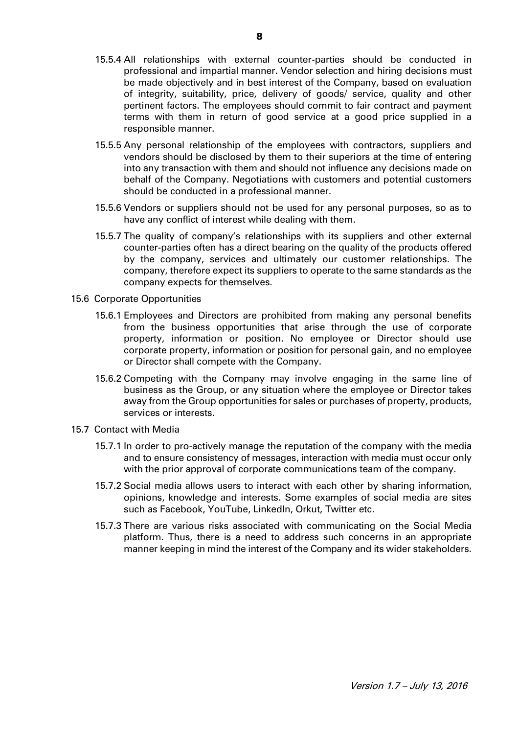15.5.4 All relationships with external counter-parties should be conducted in professional and impartial manner. Vendor selection and hiring decisions must be made objectively and in best interest of the Company, based on evaluation of integrity, suitability, price, delivery of goods/ service, quality and other pertinent factors. The employees should commit to fair contract and payment terms with them in return of good service at a good price supplied in a responsible manner.

15.5.5 Any personal relationship of the employees with contractors, suppliers and vendors should be disclosed by them to their superiors at the time of entering into any transaction with them and should not influence any decisions made on behalf of the Company. Negotiations with customers and potential customers should be conducted in a professional manner.

15.5.6 Vendors or suppliers should not be used for any personal purposes, so as to have any conflict of interest while dealing with them.

15.5.7 The quality of company's relationships with its suppliers and other external counter-parties often has a direct bearing on the quality of the products offered by the company, services and ultimately our customer relationships. The company, therefore expect its suppliers to operate to the same standards as the company expects for themselves.

15.6 Corporate Opportunities

15.6.1 Employees and Directors are prohibited from making any personal benefits from the business opportunities that arise through the use of corporate property, information or position. No employee or Director should use corporate property, information or position for personal gain, and no employee or Director shall compete with the Company.

15.6.2 Competing with the Company may involve engaging in the same line of business as the Group, or any situation where the employee or Director takes away from the Group opportunities for sales or purchases of property, products, services or interests.

15.7 Contact with Media

15.7.1 In order to pro-actively manage the reputation of the company with the media and to ensure consistency of messages, interaction with media must occur only with the prior approval of corporate communications team of the company.

15.7.2 Social media allows users to interact with each other by sharing information, opinions, knowledge and interests. Some examples of social media are sites such as Facebook, YouTube, LinkedIn, Orkut, Twitter etc.

15.7.3 There are various risks associated with communicating on the Social Media platform. Thus, there is a need to address such concerns in an appropriate manner keeping in mind the interest of the Company and its wider stakeholders.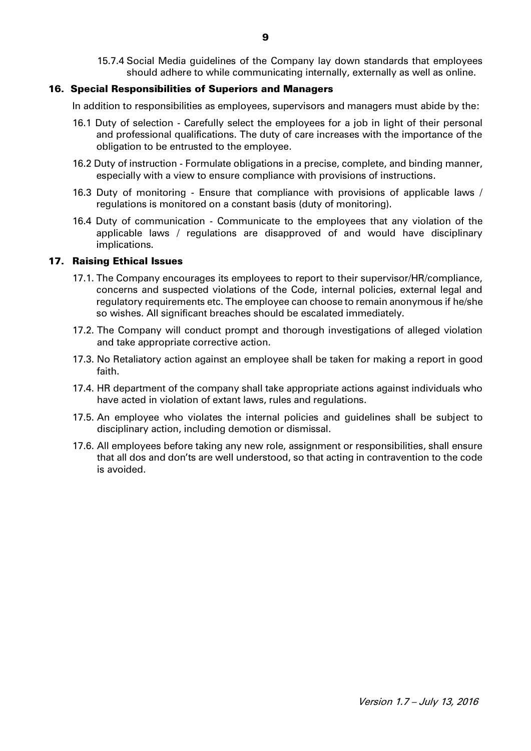15.7.4 Social Media guidelines of the Company lay down standards that employees should adhere to while communicating internally, externally as well as online.

## 16. Special Responsibilities of Superiors and Managers

In addition to responsibilities as employees, supervisors and managers must abide by the:

16.1 Duty of selection - Carefully select the employees for a job in light of their personal and professional qualifications. The duty of care increases with the importance of the obligation to be entrusted to the employee.

16.2 Duty of instruction - Formulate obligations in a precise, complete, and binding manner, especially with a view to ensure compliance with provisions of instructions.

16.3 Duty of monitoring - Ensure that compliance with provisions of applicable laws / regulations is monitored on a constant basis (duty of monitoring).

16.4 Duty of communication - Communicate to the employees that any violation of the applicable laws / regulations are disapproved of and would have disciplinary implications.

## 17. Raising Ethical Issues

17.1. The Company encourages its employees to report to their supervisor/HR/compliance, concerns and suspected violations of the Code, internal policies, external legal and regulatory requirements etc. The employee can choose to remain anonymous if he/she so wishes. All significant breaches should be escalated immediately.

17.2. The Company will conduct prompt and thorough investigations of alleged violation and take appropriate corrective action.

17.3. No Retaliatory action against an employee shall be taken for making a report in good faith.

17.4. HR department of the company shall take appropriate actions against individuals who have acted in violation of extant laws, rules and regulations.

17.5. An employee who violates the internal policies and guidelines shall be subject to disciplinary action, including demotion or dismissal.

17.6. All employees before taking any new role, assignment or responsibilities, shall ensure that all dos and don'ts are well understood, so that acting in contravention to the code is avoided.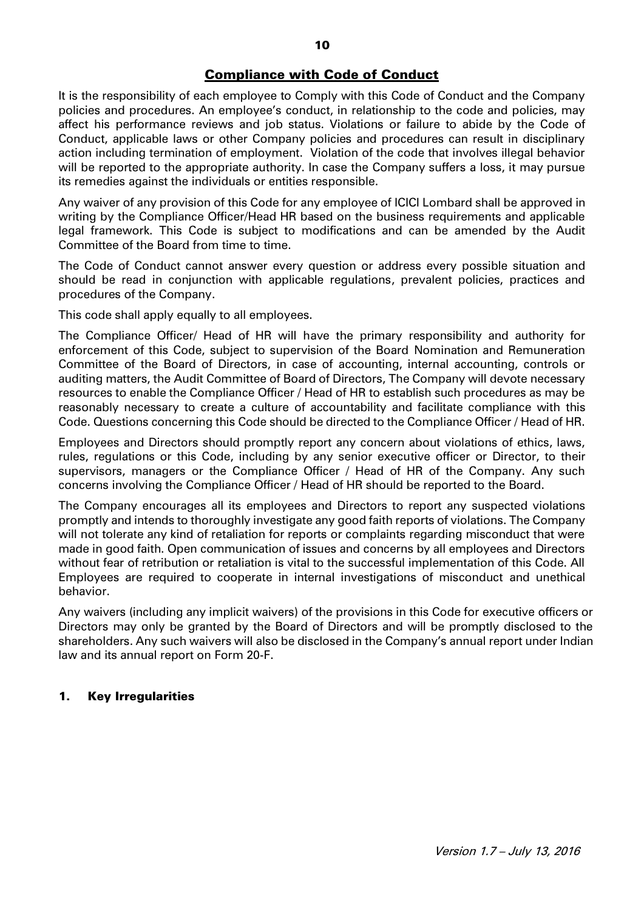## Compliance with Code of Conduct

It is the responsibility of each employee to Comply with this Code of Conduct and the Company policies and procedures. An employee's conduct, in relationship to the code and policies, may affect his performance reviews and job status. Violations or failure to abide by the Code of Conduct, applicable laws or other Company policies and procedures can result in disciplinary action including termination of employment. Violation of the code that involves illegal behavior will be reported to the appropriate authority. In case the Company suffers a loss, it may pursue its remedies against the individuals or entities responsible.

Any waiver of any provision of this Code for any employee of ICICI Lombard shall be approved in writing by the Compliance Officer/Head HR based on the business requirements and applicable legal framework. This Code is subject to modifications and can be amended by the Audit Committee of the Board from time to time.

The Code of Conduct cannot answer every question or address every possible situation and should be read in conjunction with applicable regulations, prevalent policies, practices and procedures of the Company.

This code shall apply equally to all employees.

The Compliance Officer/ Head of HR will have the primary responsibility and authority for enforcement of this Code, subject to supervision of the Board Nomination and Remuneration Committee of the Board of Directors, in case of accounting, internal accounting, controls or auditing matters, the Audit Committee of Board of Directors, The Company will devote necessary resources to enable the Compliance Officer / Head of HR to establish such procedures as may be reasonably necessary to create a culture of accountability and facilitate compliance with this Code. Questions concerning this Code should be directed to the Compliance Officer / Head of HR.

Employees and Directors should promptly report any concern about violations of ethics, laws, rules, regulations or this Code, including by any senior executive officer or Director, to their supervisors, managers or the Compliance Officer / Head of HR of the Company. Any such concerns involving the Compliance Officer / Head of HR should be reported to the Board.

The Company encourages all its employees and Directors to report any suspected violations promptly and intends to thoroughly investigate any good faith reports of violations. The Company will not tolerate any kind of retaliation for reports or complaints regarding misconduct that were made in good faith. Open communication of issues and concerns by all employees and Directors without fear of retribution or retaliation is vital to the successful implementation of this Code. All Employees are required to cooperate in internal investigations of misconduct and unethical behavior.

Any waivers (including any implicit waivers) of the provisions in this Code for executive officers or Directors may only be granted by the Board of Directors and will be promptly disclosed to the shareholders. Any such waivers will also be disclosed in the Company's annual report under Indian law and its annual report on Form 20-F.

### 1. Key Irregularities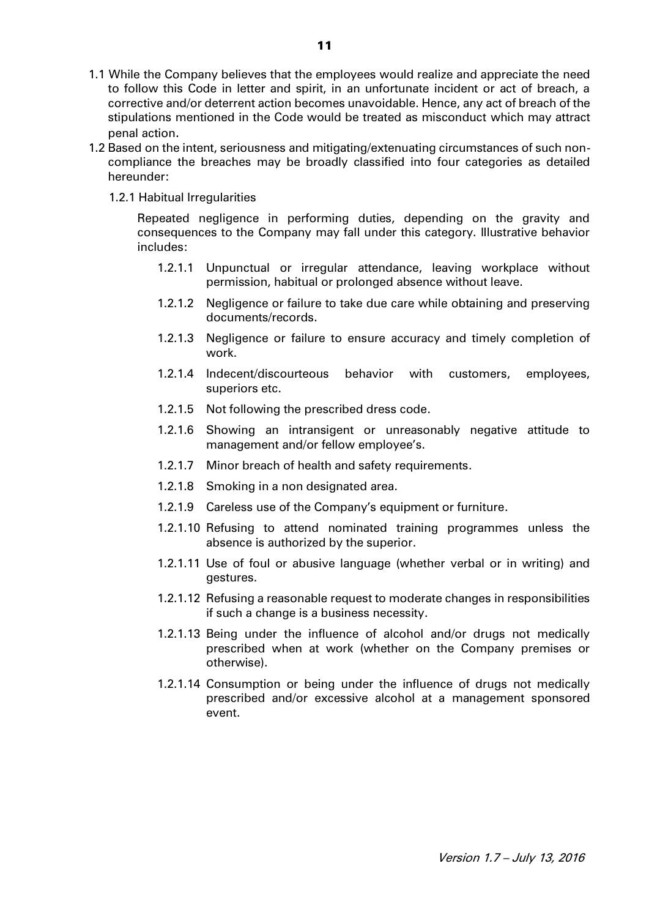1.1 While the Company believes that the employees would realize and appreciate the need to follow this Code in letter and spirit, in an unfortunate incident or act of breach, a corrective and/or deterrent action becomes unavoidable. Hence, any act of breach of the stipulations mentioned in the Code would be treated as misconduct which may attract penal action.

1.2 Based on the intent, seriousness and mitigating/extenuating circumstances of such non-compliance the breaches may be broadly classified into four categories as detailed hereunder:

1.2.1 Habitual Irregularities

Repeated negligence in performing duties, depending on the gravity and consequences to the Company may fall under this category. Illustrative behavior includes:

1.2.1.1 Unpunctual or irregular attendance, leaving workplace without permission, habitual or prolonged absence without leave.

1.2.1.2 Negligence or failure to take due care while obtaining and preserving documents/records.

1.2.1.3 Negligence or failure to ensure accuracy and timely completion of work.

1.2.1.4 Indecent/discourteous behavior with customers, employees, superiors etc.

1.2.1.5 Not following the prescribed dress code.

1.2.1.6 Showing an intransigent or unreasonably negative attitude to management and/or fellow employee's.

1.2.1.7 Minor breach of health and safety requirements.

1.2.1.8 Smoking in a non designated area.

1.2.1.9 Careless use of the Company's equipment or furniture.

1.2.1.10 Refusing to attend nominated training programmes unless the absence is authorized by the superior.

1.2.1.11 Use of foul or abusive language (whether verbal or in writing) and gestures.

1.2.1.12 Refusing a reasonable request to moderate changes in responsibilities if such a change is a business necessity.

1.2.1.13 Being under the influence of alcohol and/or drugs not medically prescribed when at work (whether on the Company premises or otherwise).

1.2.1.14 Consumption or being under the influence of drugs not medically prescribed and/or excessive alcohol at a management sponsored event.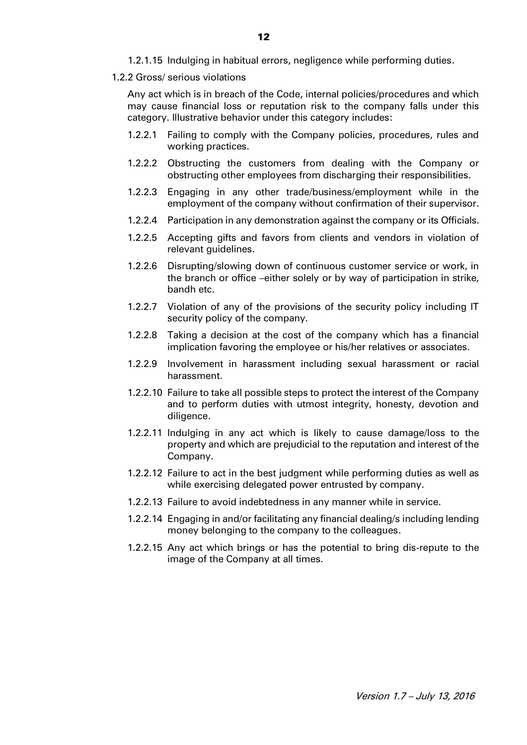1.2.1.15 Indulging in habitual errors, negligence while performing duties.

1.2.2 Gross/ serious violations

Any act which is in breach of the Code, internal policies/procedures and which may cause financial loss or reputation risk to the company falls under this category. Illustrative behavior under this category includes:

1.2.2.1 Failing to comply with the Company policies, procedures, rules and working practices.

1.2.2.2 Obstructing the customers from dealing with the Company or obstructing other employees from discharging their responsibilities.

1.2.2.3 Engaging in any other trade/business/employment while in the employment of the company without confirmation of their supervisor.

1.2.2.4 Participation in any demonstration against the company or its Officials.

1.2.2.5 Accepting gifts and favors from clients and vendors in violation of relevant guidelines.

1.2.2.6 Disrupting/slowing down of continuous customer service or work, in the branch or office –either solely or by way of participation in strike, bandh etc.

1.2.2.7 Violation of any of the provisions of the security policy including IT security policy of the company.

1.2.2.8 Taking a decision at the cost of the company which has a financial implication favoring the employee or his/her relatives or associates.

1.2.2.9 Involvement in harassment including sexual harassment or racial harassment.

1.2.2.10 Failure to take all possible steps to protect the interest of the Company and to perform duties with utmost integrity, honesty, devotion and diligence.

1.2.2.11 Indulging in any act which is likely to cause damage/loss to the property and which are prejudicial to the reputation and interest of the Company.

1.2.2.12 Failure to act in the best judgment while performing duties as well as while exercising delegated power entrusted by company.

1.2.2.13 Failure to avoid indebtedness in any manner while in service.

1.2.2.14 Engaging in and/or facilitating any financial dealing/s including lending money belonging to the company to the colleagues.

1.2.2.15 Any act which brings or has the potential to bring dis-repute to the image of the Company at all times.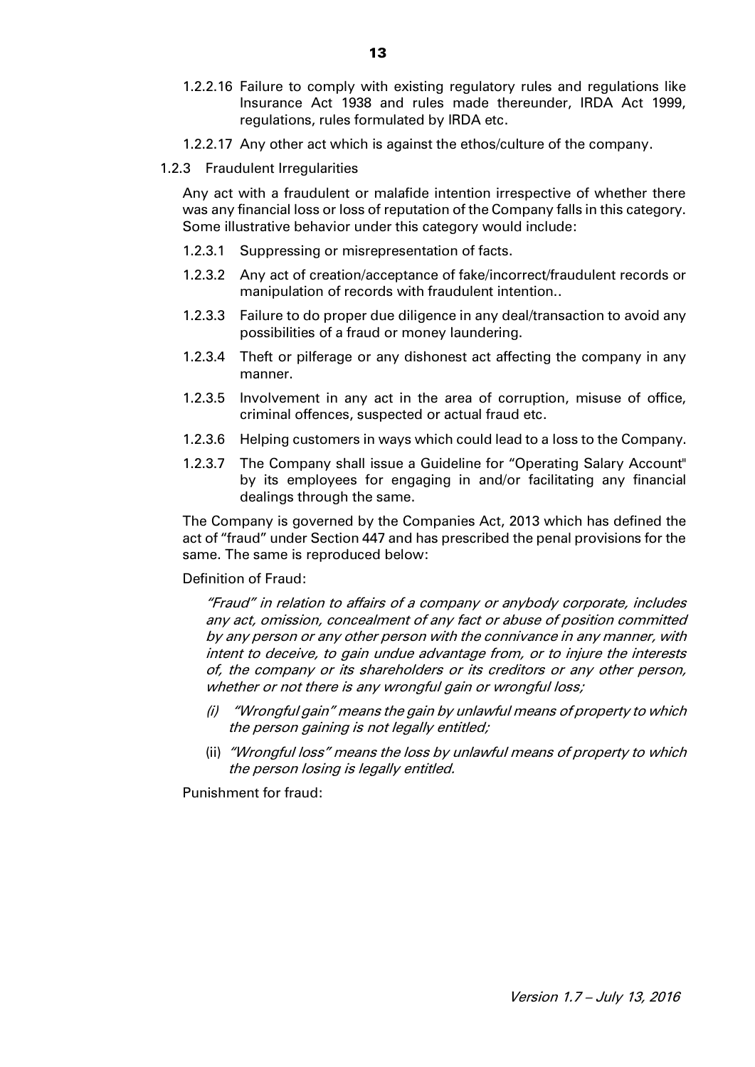1.2.2.16 Failure to comply with existing regulatory rules and regulations like Insurance Act 1938 and rules made thereunder, IRDA Act 1999, regulations, rules formulated by IRDA etc.

1.2.2.17 Any other act which is against the ethos/culture of the company.

1.2.3 Fraudulent Irregularities

Any act with a fraudulent or malafide intention irrespective of whether there was any financial loss or loss of reputation of the Company falls in this category. Some illustrative behavior under this category would include:

1.2.3.1 Suppressing or misrepresentation of facts.

1.2.3.2 Any act of creation/acceptance of fake/incorrect/fraudulent records or manipulation of records with fraudulent intention..

1.2.3.3 Failure to do proper due diligence in any deal/transaction to avoid any possibilities of a fraud or money laundering.

1.2.3.4 Theft or pilferage or any dishonest act affecting the company in any manner.

1.2.3.5 Involvement in any act in the area of corruption, misuse of office, criminal offences, suspected or actual fraud etc.

1.2.3.6 Helping customers in ways which could lead to a loss to the Company.

1.2.3.7 The Company shall issue a Guideline for "Operating Salary Account" by its employees for engaging in and/or facilitating any financial dealings through the same.

The Company is governed by the Companies Act, 2013 which has defined the act of "fraud" under Section 447 and has prescribed the penal provisions for the same. The same is reproduced below:

Definition of Fraud:

*"Fraud" in relation to affairs of a company or anybody corporate, includes any act, omission, concealment of any fact or abuse of position committed by any person or any other person with the connivance in any manner, with intent to deceive, to gain undue advantage from, or to injure the interests of, the company or its shareholders or its creditors or any other person, whether or not there is any wrongful gain or wrongful loss;*

*(i) "Wrongful gain" means the gain by unlawful means of property to which the person gaining is not legally entitled;*

(ii) *"Wrongful loss" means the loss by unlawful means of property to which the person losing is legally entitled.*

Punishment for fraud: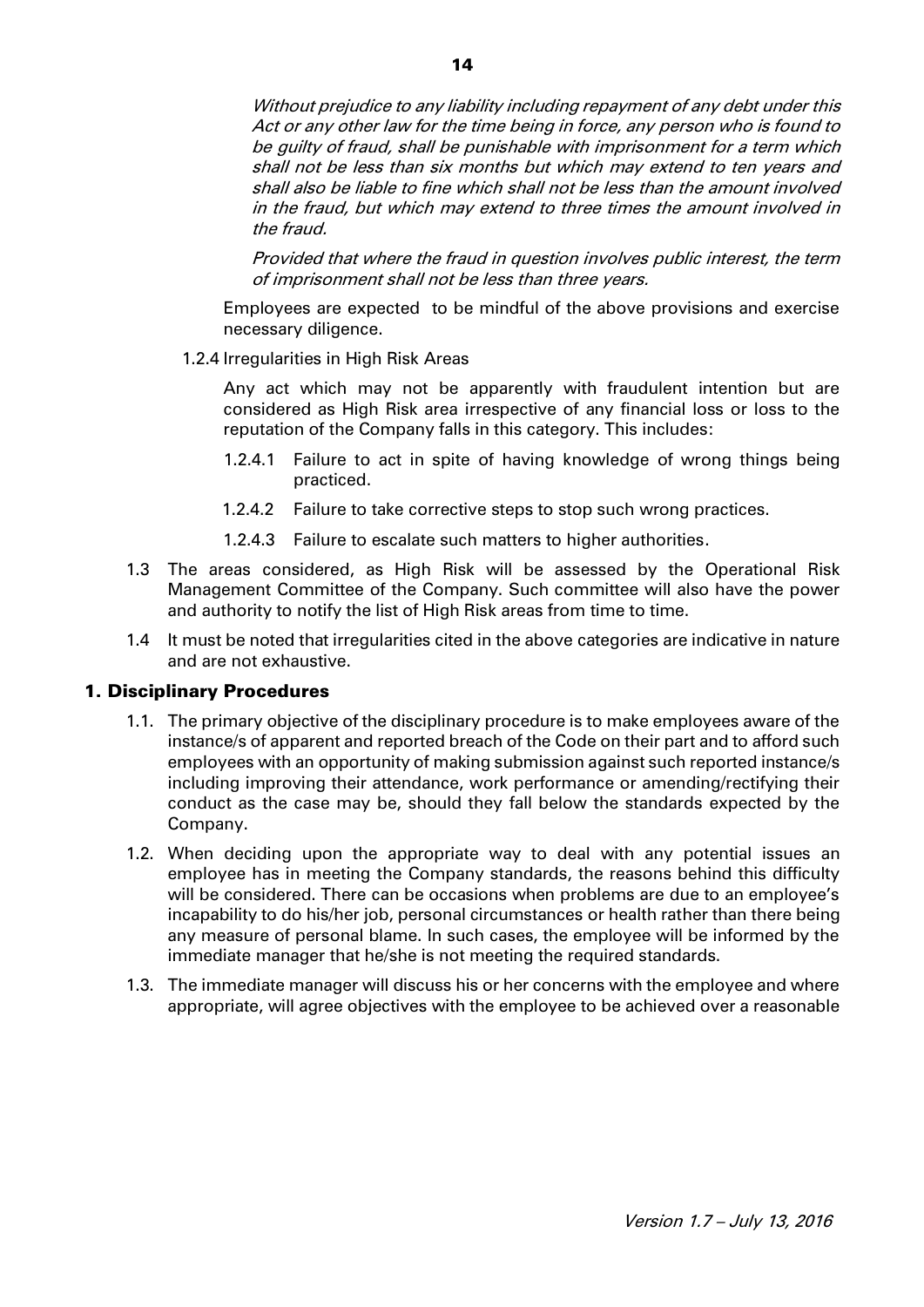*Without prejudice to any liability including repayment of any debt under this Act or any other law for the time being in force, any person who is found to be guilty of fraud, shall be punishable with imprisonment for a term which shall not be less than six months but which may extend to ten years and shall also be liable to fine which shall not be less than the amount involved in the fraud, but which may extend to three times the amount involved in the fraud.*

*Provided that where the fraud in question involves public interest, the term of imprisonment shall not be less than three years.*

Employees are expected to be mindful of the above provisions and exercise necessary diligence.

1.2.4 Irregularities in High Risk Areas

Any act which may not be apparently with fraudulent intention but are considered as High Risk area irrespective of any financial loss or loss to the reputation of the Company falls in this category. This includes:

- 1.2.4.1 Failure to act in spite of having knowledge of wrong things being practiced.
- 1.2.4.2 Failure to take corrective steps to stop such wrong practices.
- 1.2.4.3 Failure to escalate such matters to higher authorities.

1.3 The areas considered, as High Risk will be assessed by the Operational Risk Management Committee of the Company. Such committee will also have the power and authority to notify the list of High Risk areas from time to time.

1.4 It must be noted that irregularities cited in the above categories are indicative in nature and are not exhaustive.

## 1. Disciplinary Procedures

1.1. The primary objective of the disciplinary procedure is to make employees aware of the instance/s of apparent and reported breach of the Code on their part and to afford such employees with an opportunity of making submission against such reported instance/s including improving their attendance, work performance or amending/rectifying their conduct as the case may be, should they fall below the standards expected by the Company.

1.2. When deciding upon the appropriate way to deal with any potential issues an employee has in meeting the Company standards, the reasons behind this difficulty will be considered. There can be occasions when problems are due to an employee's incapability to do his/her job, personal circumstances or health rather than there being any measure of personal blame. In such cases, the employee will be informed by the immediate manager that he/she is not meeting the required standards.

1.3. The immediate manager will discuss his or her concerns with the employee and where appropriate, will agree objectives with the employee to be achieved over a reasonable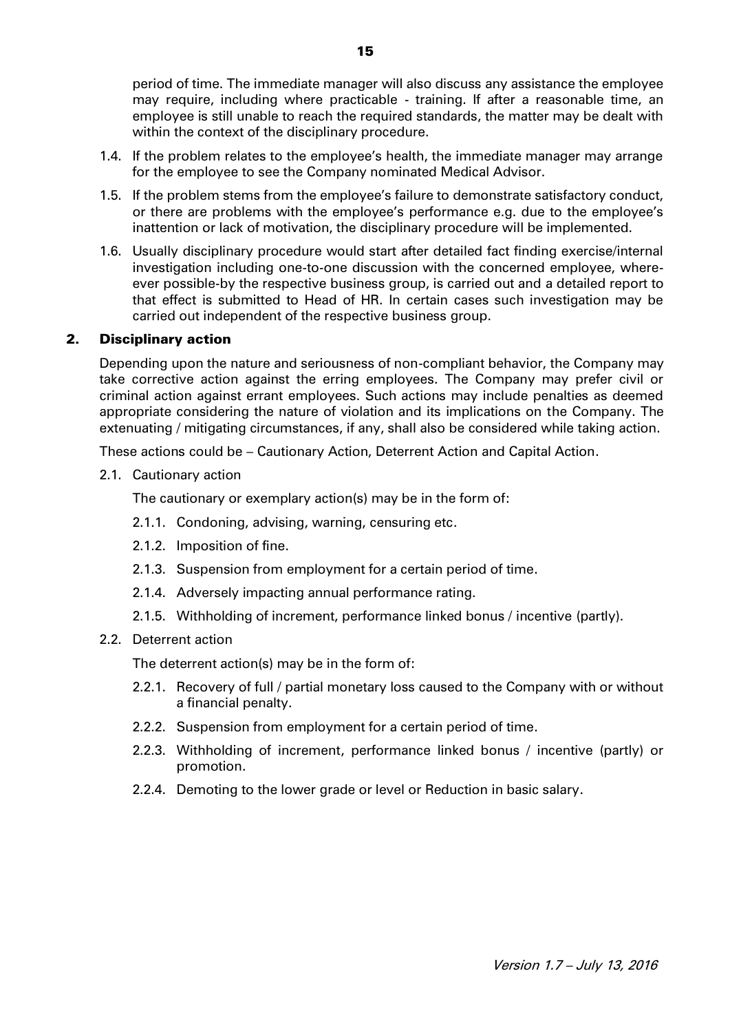period of time. The immediate manager will also discuss any assistance the employee may require, including where practicable - training. If after a reasonable time, an employee is still unable to reach the required standards, the matter may be dealt with within the context of the disciplinary procedure.

1.4. If the problem relates to the employee's health, the immediate manager may arrange for the employee to see the Company nominated Medical Advisor.

1.5. If the problem stems from the employee's failure to demonstrate satisfactory conduct, or there are problems with the employee's performance e.g. due to the employee's inattention or lack of motivation, the disciplinary procedure will be implemented.

1.6. Usually disciplinary procedure would start after detailed fact finding exercise/internal investigation including one-to-one discussion with the concerned employee, where-ever possible-by the respective business group, is carried out and a detailed report to that effect is submitted to Head of HR. In certain cases such investigation may be carried out independent of the respective business group.

## 2. Disciplinary action

Depending upon the nature and seriousness of non-compliant behavior, the Company may take corrective action against the erring employees. The Company may prefer civil or criminal action against errant employees. Such actions may include penalties as deemed appropriate considering the nature of violation and its implications on the Company. The extenuating / mitigating circumstances, if any, shall also be considered while taking action.

These actions could be – Cautionary Action, Deterrent Action and Capital Action.

2.1. Cautionary action

The cautionary or exemplary action(s) may be in the form of:

2.1.1. Condoning, advising, warning, censuring etc.

2.1.2. Imposition of fine.

2.1.3. Suspension from employment for a certain period of time.

2.1.4. Adversely impacting annual performance rating.

2.1.5. Withholding of increment, performance linked bonus / incentive (partly).

2.2. Deterrent action

The deterrent action(s) may be in the form of:

2.2.1. Recovery of full / partial monetary loss caused to the Company with or without a financial penalty.

2.2.2. Suspension from employment for a certain period of time.

2.2.3. Withholding of increment, performance linked bonus / incentive (partly) or promotion.

2.2.4. Demoting to the lower grade or level or Reduction in basic salary.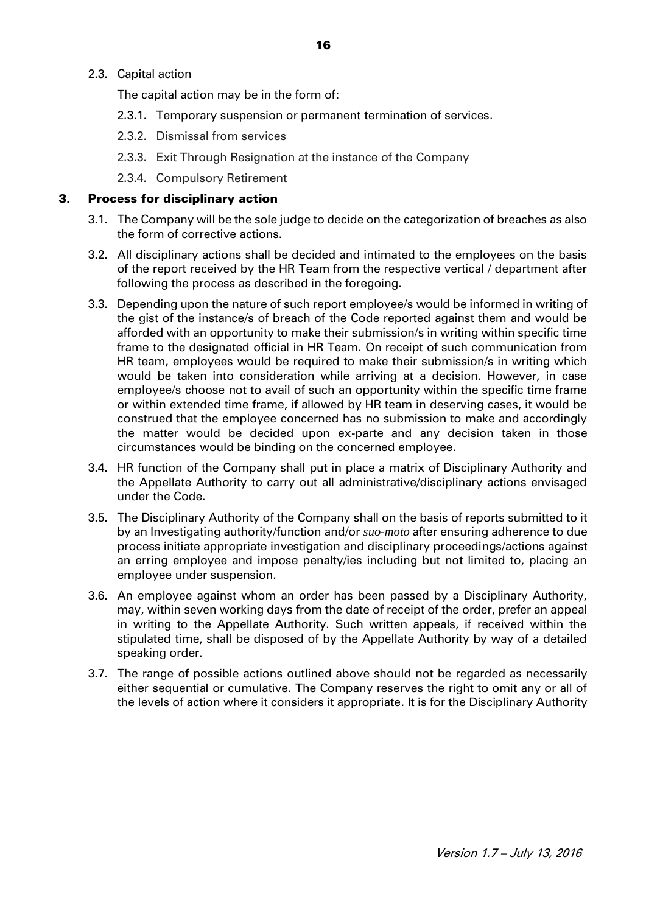2.3. Capital action

The capital action may be in the form of:

2.3.1. Temporary suspension or permanent termination of services.

2.3.2. Dismissal from services

2.3.3. Exit Through Resignation at the instance of the Company

2.3.4. Compulsory Retirement

## 3. Process for disciplinary action

3.1. The Company will be the sole judge to decide on the categorization of breaches as also the form of corrective actions.

3.2. All disciplinary actions shall be decided and intimated to the employees on the basis of the report received by the HR Team from the respective vertical / department after following the process as described in the foregoing.

3.3. Depending upon the nature of such report employee/s would be informed in writing of the gist of the instance/s of breach of the Code reported against them and would be afforded with an opportunity to make their submission/s in writing within specific time frame to the designated official in HR Team. On receipt of such communication from HR team, employees would be required to make their submission/s in writing which would be taken into consideration while arriving at a decision. However, in case employee/s choose not to avail of such an opportunity within the specific time frame or within extended time frame, if allowed by HR team in deserving cases, it would be construed that the employee concerned has no submission to make and accordingly the matter would be decided upon ex-parte and any decision taken in those circumstances would be binding on the concerned employee.

3.4. HR function of the Company shall put in place a matrix of Disciplinary Authority and the Appellate Authority to carry out all administrative/disciplinary actions envisaged under the Code.

3.5. The Disciplinary Authority of the Company shall on the basis of reports submitted to it by an Investigating authority/function and/or *suo-moto* after ensuring adherence to due process initiate appropriate investigation and disciplinary proceedings/actions against an erring employee and impose penalty/ies including but not limited to, placing an employee under suspension.

3.6. An employee against whom an order has been passed by a Disciplinary Authority, may, within seven working days from the date of receipt of the order, prefer an appeal in writing to the Appellate Authority. Such written appeals, if received within the stipulated time, shall be disposed of by the Appellate Authority by way of a detailed speaking order.

3.7. The range of possible actions outlined above should not be regarded as necessarily either sequential or cumulative. The Company reserves the right to omit any or all of the levels of action where it considers it appropriate. It is for the Disciplinary Authority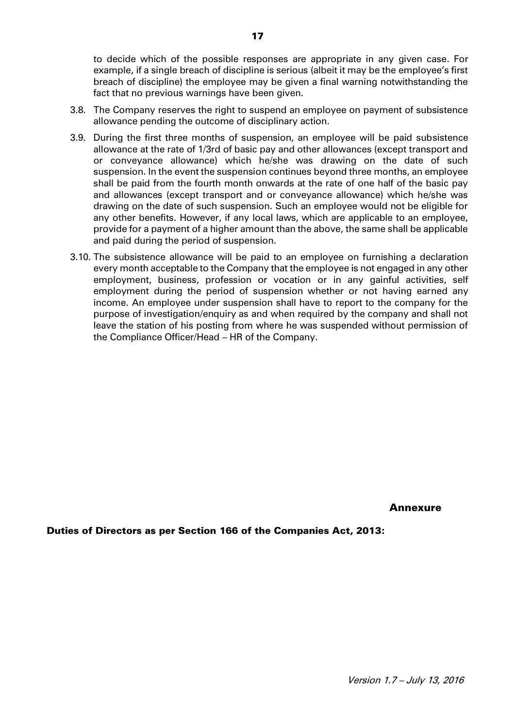to decide which of the possible responses are appropriate in any given case. For example, if a single breach of discipline is serious (albeit it may be the employee's first breach of discipline) the employee may be given a final warning notwithstanding the fact that no previous warnings have been given.

3.8. The Company reserves the right to suspend an employee on payment of subsistence allowance pending the outcome of disciplinary action.

3.9. During the first three months of suspension, an employee will be paid subsistence allowance at the rate of 1/3rd of basic pay and other allowances (except transport and or conveyance allowance) which he/she was drawing on the date of such suspension. In the event the suspension continues beyond three months, an employee shall be paid from the fourth month onwards at the rate of one half of the basic pay and allowances (except transport and or conveyance allowance) which he/she was drawing on the date of such suspension. Such an employee would not be eligible for any other benefits. However, if any local laws, which are applicable to an employee, provide for a payment of a higher amount than the above, the same shall be applicable and paid during the period of suspension.

3.10. The subsistence allowance will be paid to an employee on furnishing a declaration every month acceptable to the Company that the employee is not engaged in any other employment, business, profession or vocation or in any gainful activities, self employment during the period of suspension whether or not having earned any income. An employee under suspension shall have to report to the company for the purpose of investigation/enquiry as and when required by the company and shall not leave the station of his posting from where he was suspended without permission of the Compliance Officer/Head – HR of the Company.

**Annexure**

**Duties of Directors as per Section 166 of the Companies Act, 2013:**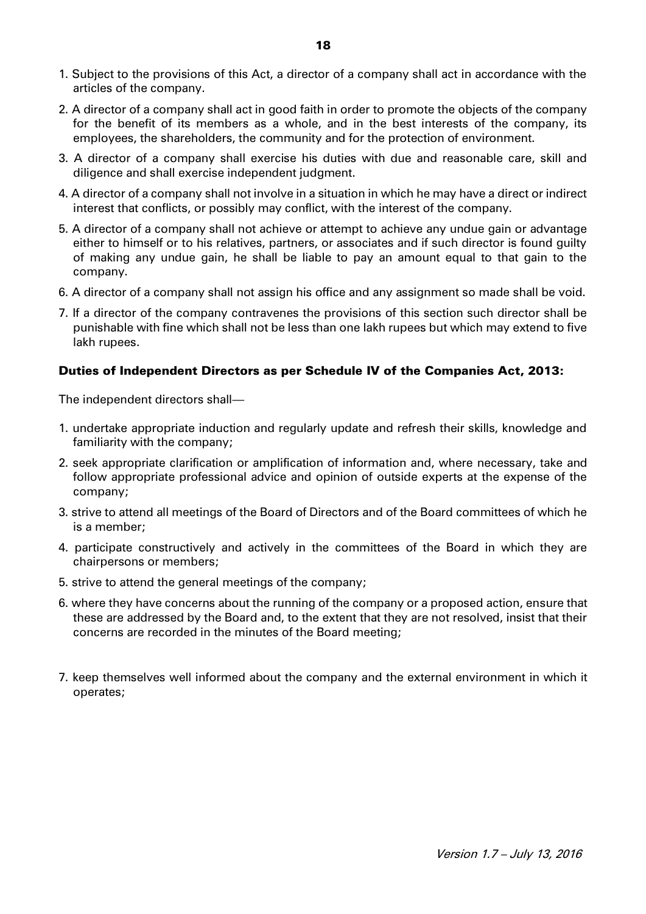1. Subject to the provisions of this Act, a director of a company shall act in accordance with the articles of the company.
2. A director of a company shall act in good faith in order to promote the objects of the company for the benefit of its members as a whole, and in the best interests of the company, its employees, the shareholders, the community and for the protection of environment.
3. A director of a company shall exercise his duties with due and reasonable care, skill and diligence and shall exercise independent judgment.
4. A director of a company shall not involve in a situation in which he may have a direct or indirect interest that conflicts, or possibly may conflict, with the interest of the company.
5. A director of a company shall not achieve or attempt to achieve any undue gain or advantage either to himself or to his relatives, partners, or associates and if such director is found guilty of making any undue gain, he shall be liable to pay an amount equal to that gain to the company.
6. A director of a company shall not assign his office and any assignment so made shall be void.
7. If a director of the company contravenes the provisions of this section such director shall be punishable with fine which shall not be less than one lakh rupees but which may extend to five lakh rupees.

### Duties of Independent Directors as per Schedule IV of the Companies Act, 2013:

The independent directors shall—

1. undertake appropriate induction and regularly update and refresh their skills, knowledge and familiarity with the company;
2. seek appropriate clarification or amplification of information and, where necessary, take and follow appropriate professional advice and opinion of outside experts at the expense of the company;
3. strive to attend all meetings of the Board of Directors and of the Board committees of which he is a member;
4. participate constructively and actively in the committees of the Board in which they are chairpersons or members;
5. strive to attend the general meetings of the company;
6. where they have concerns about the running of the company or a proposed action, ensure that these are addressed by the Board and, to the extent that they are not resolved, insist that their concerns are recorded in the minutes of the Board meeting;
7. keep themselves well informed about the company and the external environment in which it operates;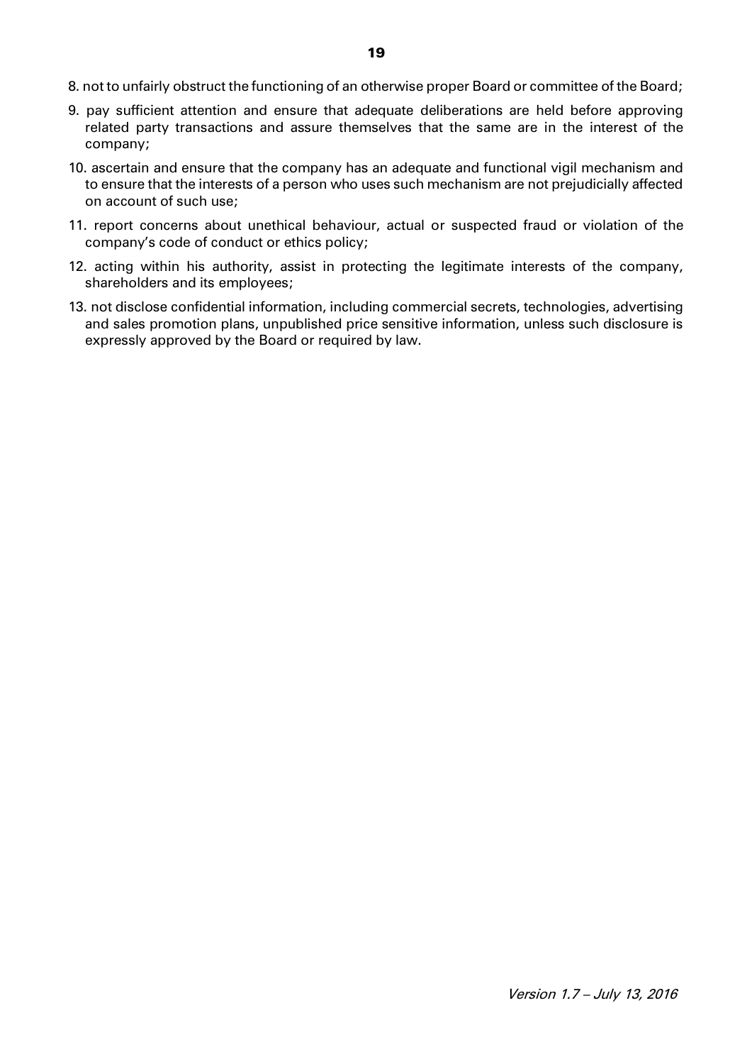8. not to unfairly obstruct the functioning of an otherwise proper Board or committee of the Board;
9. pay sufficient attention and ensure that adequate deliberations are held before approving related party transactions and assure themselves that the same are in the interest of the company;
10. ascertain and ensure that the company has an adequate and functional vigil mechanism and to ensure that the interests of a person who uses such mechanism are not prejudicially affected on account of such use;
11. report concerns about unethical behaviour, actual or suspected fraud or violation of the company's code of conduct or ethics policy;
12. acting within his authority, assist in protecting the legitimate interests of the company, shareholders and its employees;
13. not disclose confidential information, including commercial secrets, technologies, advertising and sales promotion plans, unpublished price sensitive information, unless such disclosure is expressly approved by the Board or required by law.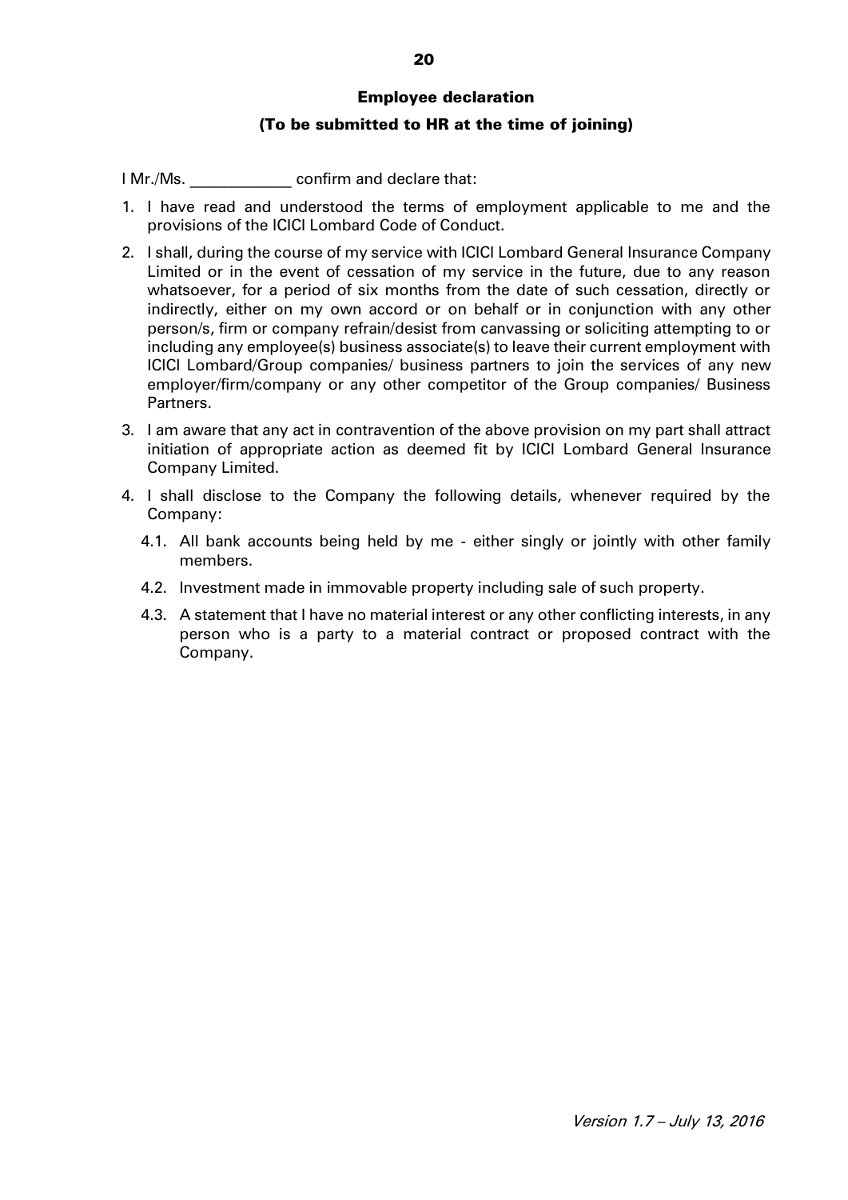## Employee declaration

### (To be submitted to HR at the time of joining)

I Mr./Ms. ____________ confirm and declare that:

1. I have read and understood the terms of employment applicable to me and the provisions of the ICICI Lombard Code of Conduct.
2. I shall, during the course of my service with ICICI Lombard General Insurance Company Limited or in the event of cessation of my service in the future, due to any reason whatsoever, for a period of six months from the date of such cessation, directly or indirectly, either on my own accord or on behalf or in conjunction with any other person/s, firm or company refrain/desist from canvassing or soliciting attempting to or including any employee(s) business associate(s) to leave their current employment with ICICI Lombard/Group companies/ business partners to join the services of any new employer/firm/company or any other competitor of the Group companies/ Business Partners.
3. I am aware that any act in contravention of the above provision on my part shall attract initiation of appropriate action as deemed fit by ICICI Lombard General Insurance Company Limited.
4. I shall disclose to the Company the following details, whenever required by the Company:
   4.1. All bank accounts being held by me - either singly or jointly with other family members.
   4.2. Investment made in immovable property including sale of such property.
   4.3. A statement that I have no material interest or any other conflicting interests, in any person who is a party to a material contract or proposed contract with the Company.

*Version 1.7 – July 13, 2016*